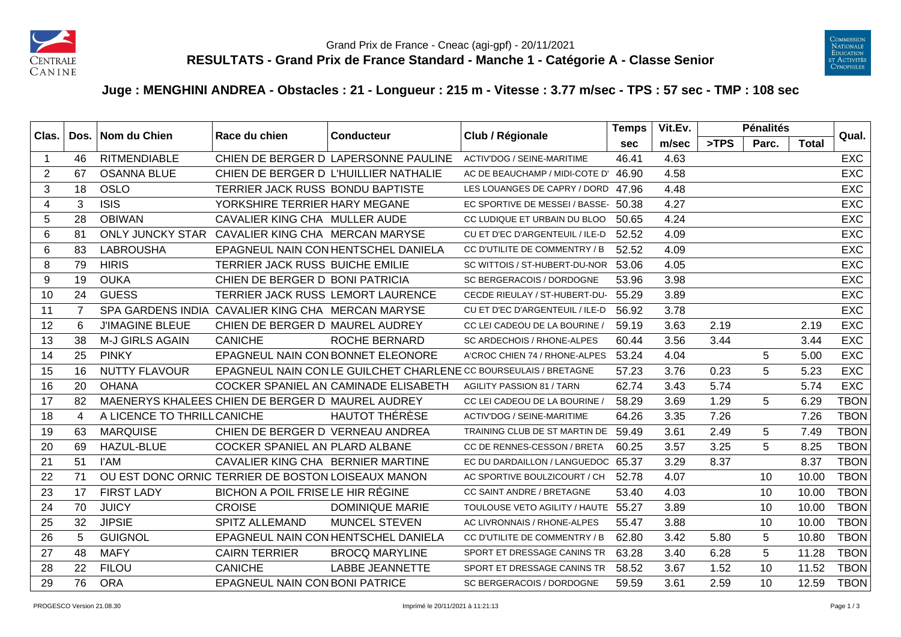Grand Prix de France - Cneac (agi-gpf) - 20/11/2021

# RESULTATS - Grand Prix de France Standard - Manche 1 - Catégorie A - Classe Senior

## Juge : MENGHINI ANDREA - Obstacles : 21 - Longueur : 215 m - Vitesse : 3.77 m/sec - TPS : 57 sec - TMP : 108 sec

| Clas. | Dos. | Nom du Chien | Race du chien | Conducteur | Club / Régionale | Temps | Vit.Ev. | Pénalités | | | Qual. |
|---|---|---|---|---|---|---|---|---|---|---|---|
| | | | | | | sec | m/sec | >TPS | Parc. | Total | |
| 1 | 46 | RITMENDIABLE | CHIEN DE BERGER D | LAPERSONNE PAULINE | ACTIV'DOG / SEINE-MARITIME | 46.41 | 4.63 | | | | EXC |
| 2 | 67 | OSANNA BLUE | CHIEN DE BERGER D | L'HUILLIER NATHALIE | AC DE BEAUCHAMP / MIDI-COTE D' | 46.90 | 4.58 | | | | EXC |
| 3 | 18 | OSLO | TERRIER JACK RUSS | BONDU BAPTISTE | LES LOUANGES DE CAPRY / DORD | 47.96 | 4.48 | | | | EXC |
| 4 | 3 | ISIS | YORKSHIRE TERRIER | HARY MEGANE | EC SPORTIVE DE MESSEI / BASSE- | 50.38 | 4.27 | | | | EXC |
| 5 | 28 | OBIWAN | CAVALIER KING CHA | MULLER AUDE | CC LUDIQUE ET URBAIN DU BLOO | 50.65 | 4.24 | | | | EXC |
| 6 | 81 | ONLY JUNCKY STAR | CAVALIER KING CHA | MERCAN MARYSE | CU ET D'EC D'ARGENTEUIL / ILE-D | 52.52 | 4.09 | | | | EXC |
| 6 | 83 | LABROUSHA | EPAGNEUL NAIN CON | HENTSCHEL DANIELA | CC D'UTILITE DE COMMENTRY / B | 52.52 | 4.09 | | | | EXC |
| 8 | 79 | HIRIS | TERRIER JACK RUSS | BUICHE EMILIE | SC WITTOIS / ST-HUBERT-DU-NOR | 53.06 | 4.05 | | | | EXC |
| 9 | 19 | OUKA | CHIEN DE BERGER D | BONI PATRICIA | SC BERGERACOIS / DORDOGNE | 53.96 | 3.98 | | | | EXC |
| 10 | 24 | GUESS | TERRIER JACK RUSS | LEMORT LAURENCE | CECDE RIEULAY / ST-HUBERT-DU- | 55.29 | 3.89 | | | | EXC |
| 11 | 7 | SPA GARDENS INDIA | CAVALIER KING CHA | MERCAN MARYSE | CU ET D'EC D'ARGENTEUIL / ILE-D | 56.92 | 3.78 | | | | EXC |
| 12 | 6 | J'IMAGINE BLEUE | CHIEN DE BERGER D | MAUREL AUDREY | CC LEI CADEOU DE LA BOURINE / | 59.19 | 3.63 | 2.19 | | 2.19 | EXC |
| 13 | 38 | M-J GIRLS AGAIN | CANICHE | ROCHE BERNARD | SC ARDECHOIS / RHONE-ALPES | 60.44 | 3.56 | 3.44 | | 3.44 | EXC |
| 14 | 25 | PINKY | EPAGNEUL NAIN CON | BONNET ELEONORE | A'CROC CHIEN 74 / RHONE-ALPES | 53.24 | 4.04 | | 5 | 5.00 | EXC |
| 15 | 16 | NUTTY FLAVOUR | EPAGNEUL NAIN CON | LE GUILCHET CHARLENE | CC BOURSEULAIS / BRETAGNE | 57.23 | 3.76 | 0.23 | 5 | 5.23 | EXC |
| 16 | 20 | OHANA | COCKER SPANIEL AN | CAMINADE ELISABETH | AGILITY PASSION 81 / TARN | 62.74 | 3.43 | 5.74 | | 5.74 | EXC |
| 17 | 82 | MAENERYS KHALEES | CHIEN DE BERGER D | MAUREL AUDREY | CC LEI CADEOU DE LA BOURINE / | 58.29 | 3.69 | 1.29 | 5 | 6.29 | TBON |
| 18 | 4 | A LICENCE TO THRILL | CANICHE | HAUTOT THÉRÈSE | ACTIV'DOG / SEINE-MARITIME | 64.26 | 3.35 | 7.26 | | 7.26 | TBON |
| 19 | 63 | MARQUISE | CHIEN DE BERGER D | VERNEAU ANDREA | TRAINING CLUB DE ST MARTIN DE | 59.49 | 3.61 | 2.49 | 5 | 7.49 | TBON |
| 20 | 69 | HAZUL-BLUE | COCKER SPANIEL AN | PLARD ALBANE | CC DE RENNES-CESSON / BRETA | 60.25 | 3.57 | 3.25 | 5 | 8.25 | TBON |
| 21 | 51 | I'AM | CAVALIER KING CHA | BERNIER MARTINE | EC DU DARDAILLON / LANGUEDOC | 65.37 | 3.29 | 8.37 | | 8.37 | TBON |
| 22 | 71 | OU EST DONC ORNIC | TERRIER DE BOSTON | LOISEAUX MANON | AC SPORTIVE BOULZICOURT / CH | 52.78 | 4.07 | | 10 | 10.00 | TBON |
| 23 | 17 | FIRST LADY | BICHON A POIL FRISE | LE HIR RÉGINE | CC SAINT ANDRE / BRETAGNE | 53.40 | 4.03 | | 10 | 10.00 | TBON |
| 24 | 70 | JUICY | CROISE | DOMINIQUE MARIE | TOULOUSE VETO AGILITY / HAUTE | 55.27 | 3.89 | | 10 | 10.00 | TBON |
| 25 | 32 | JIPSIE | SPITZ ALLEMAND | MUNCEL STEVEN | AC LIVRONNAIS / RHONE-ALPES | 55.47 | 3.88 | | 10 | 10.00 | TBON |
| 26 | 5 | GUIGNOL | EPAGNEUL NAIN CON | HENTSCHEL DANIELA | CC D'UTILITE DE COMMENTRY / B | 62.80 | 3.42 | 5.80 | 5 | 10.80 | TBON |
| 27 | 48 | MAFY | CAIRN TERRIER | BROCQ MARYLINE | SPORT ET DRESSAGE CANINS TR | 63.28 | 3.40 | 6.28 | 5 | 11.28 | TBON |
| 28 | 22 | FILOU | CANICHE | LABBE JEANNETTE | SPORT ET DRESSAGE CANINS TR | 58.52 | 3.67 | 1.52 | 10 | 11.52 | TBON |
| 29 | 76 | ORA | EPAGNEUL NAIN CON | BONI PATRICE | SC BERGERACOIS / DORDOGNE | 59.59 | 3.61 | 2.59 | 10 | 12.59 | TBON |

PROGESCO Version 21.08.30 — Imprimé le 20/11/2021 à 11:21:13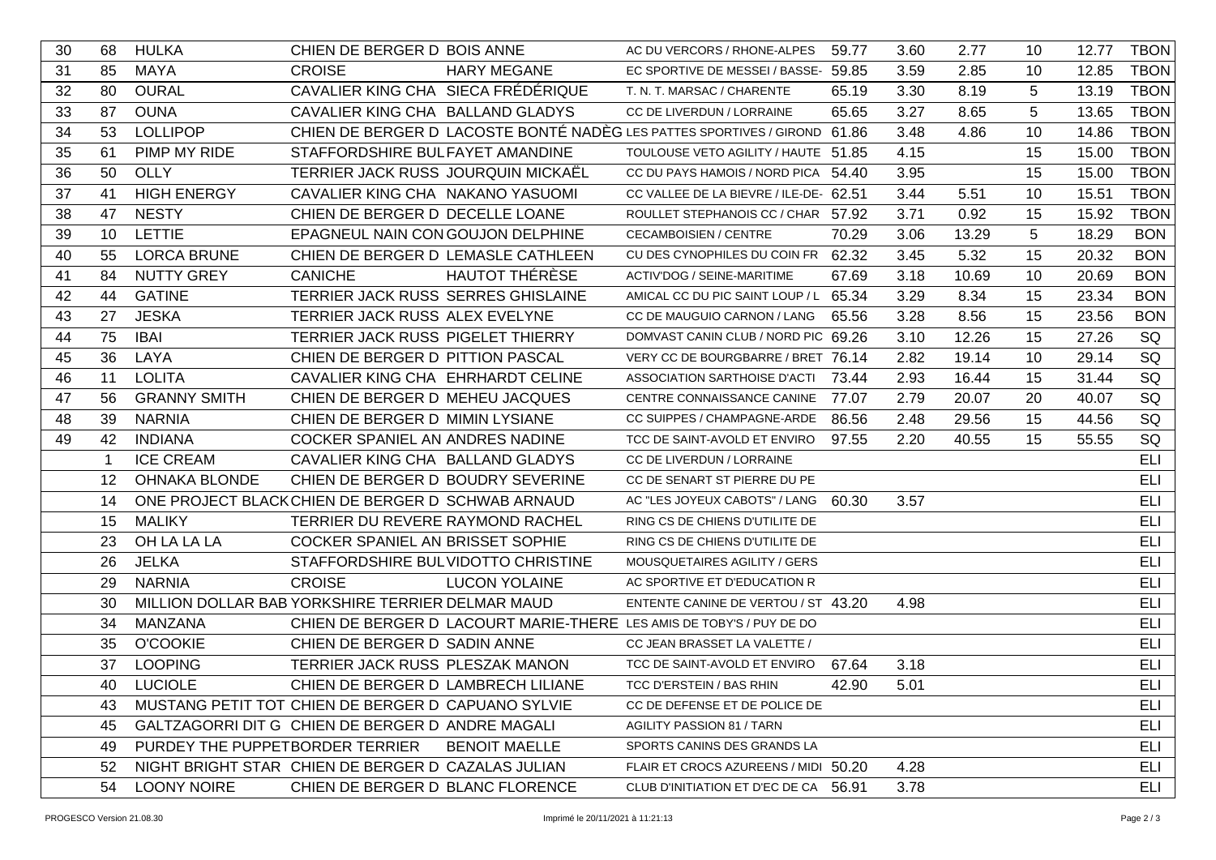| 30 | 68 | HULKA | CHIEN DE BERGER D | BOIS ANNE | AC DU VERCORS / RHONE-ALPES | 59.77 | 3.60 | 2.77 | 10 | 12.77 | TBON |
|---|---|---|---|---|---|---|---|---|---|---|---|
| 31 | 85 | MAYA | CROISE | HARY MEGANE | EC SPORTIVE DE MESSEI / BASSE- | 59.85 | 3.59 | 2.85 | 10 | 12.85 | TBON |
| 32 | 80 | OURAL | CAVALIER KING CHA | SIECA FRÉDÉRIQUE | T. N. T. MARSAC / CHARENTE | 65.19 | 3.30 | 8.19 | 5 | 13.19 | TBON |
| 33 | 87 | OUNA | CAVALIER KING CHA | BALLAND GLADYS | CC DE LIVERDUN / LORRAINE | 65.65 | 3.27 | 8.65 | 5 | 13.65 | TBON |
| 34 | 53 | LOLLIPOP | CHIEN DE BERGER D | LACOSTE BONTÉ NADÈG | LES PATTES SPORTIVES / GIROND | 61.86 | 3.48 | 4.86 | 10 | 14.86 | TBON |
| 35 | 61 | PIMP MY RIDE | STAFFORDSHIRE BUL | FAYET AMANDINE | TOULOUSE VETO AGILITY / HAUTE | 51.85 | 4.15 | | 15 | 15.00 | TBON |
| 36 | 50 | OLLY | TERRIER JACK RUSS | JOURQUIN MICKAËL | CC DU PAYS HAMOIS / NORD PICA | 54.40 | 3.95 | | 15 | 15.00 | TBON |
| 37 | 41 | HIGH ENERGY | CAVALIER KING CHA | NAKANO YASUOMI | CC VALLEE DE LA BIEVRE / ILE-DE- | 62.51 | 3.44 | 5.51 | 10 | 15.51 | TBON |
| 38 | 47 | NESTY | CHIEN DE BERGER D | DECELLE LOANE | ROULLET STEPHANOIS CC / CHAR | 57.92 | 3.71 | 0.92 | 15 | 15.92 | TBON |
| 39 | 10 | LETTIE | EPAGNEUL NAIN CON | GOUJON DELPHINE | CECAMBOISIEN / CENTRE | 70.29 | 3.06 | 13.29 | 5 | 18.29 | BON |
| 40 | 55 | LORCA BRUNE | CHIEN DE BERGER D | LEMASLE CATHLEEN | CU DES CYNOPHILES DU COIN FR | 62.32 | 3.45 | 5.32 | 15 | 20.32 | BON |
| 41 | 84 | NUTTY GREY | CANICHE | HAUTOT THÉRÈSE | ACTIV'DOG / SEINE-MARITIME | 67.69 | 3.18 | 10.69 | 10 | 20.69 | BON |
| 42 | 44 | GATINE | TERRIER JACK RUSS | SERRES GHISLAINE | AMICAL CC DU PIC SAINT LOUP / L | 65.34 | 3.29 | 8.34 | 15 | 23.34 | BON |
| 43 | 27 | JESKA | TERRIER JACK RUSS | ALEX EVELYNE | CC DE MAUGUIO CARNON / LANG | 65.56 | 3.28 | 8.56 | 15 | 23.56 | BON |
| 44 | 75 | IBAI | TERRIER JACK RUSS | PIGELET THIERRY | DOMVAST CANIN CLUB / NORD PIC | 69.26 | 3.10 | 12.26 | 15 | 27.26 | SQ |
| 45 | 36 | LAYA | CHIEN DE BERGER D | PITTION PASCAL | VERY CC DE BOURGBARRE / BRET | 76.14 | 2.82 | 19.14 | 10 | 29.14 | SQ |
| 46 | 11 | LOLITA | CAVALIER KING CHA | EHRHARDT CELINE | ASSOCIATION SARTHOISE D'ACTI | 73.44 | 2.93 | 16.44 | 15 | 31.44 | SQ |
| 47 | 56 | GRANNY SMITH | CHIEN DE BERGER D | MEHEU JACQUES | CENTRE CONNAISSANCE CANINE | 77.07 | 2.79 | 20.07 | 20 | 40.07 | SQ |
| 48 | 39 | NARNIA | CHIEN DE BERGER D | MIMIN LYSIANE | CC SUIPPES / CHAMPAGNE-ARDE | 86.56 | 2.48 | 29.56 | 15 | 44.56 | SQ |
| 49 | 42 | INDIANA | COCKER SPANIEL AN | ANDRES NADINE | TCC DE SAINT-AVOLD ET ENVIRO | 97.55 | 2.20 | 40.55 | 15 | 55.55 | SQ |
| | 1 | ICE CREAM | CAVALIER KING CHA | BALLAND GLADYS | CC DE LIVERDUN / LORRAINE | | | | | | ELI |
| | 12 | OHNAKA BLONDE | CHIEN DE BERGER D | BOUDRY SEVERINE | CC DE SENART ST PIERRE DU PE | | | | | | ELI |
| | 14 | ONE PROJECT BLACK | CHIEN DE BERGER D | SCHWAB ARNAUD | AC "LES JOYEUX CABOTS" / LANG | 60.30 | 3.57 | | | | ELI |
| | 15 | MALIKY | TERRIER DU REVERE | RAYMOND RACHEL | RING CS DE CHIENS D'UTILITE DE | | | | | | ELI |
| | 23 | OH LA LA LA | COCKER SPANIEL AN | BRISSET SOPHIE | RING CS DE CHIENS D'UTILITE DE | | | | | | ELI |
| | 26 | JELKA | STAFFORDSHIRE BUL | VIDOTTO CHRISTINE | MOUSQUETAIRES AGILITY / GERS | | | | | | ELI |
| | 29 | NARNIA | CROISE | LUCON YOLAINE | AC SPORTIVE ET D'EDUCATION R | | | | | | ELI |
| | 30 | MILLION DOLLAR BAB | YORKSHIRE TERRIER | DELMAR MAUD | ENTENTE CANINE DE VERTOU / ST | 43.20 | 4.98 | | | | ELI |
| | 34 | MANZANA | CHIEN DE BERGER D | LACOURT MARIE-THERE | LES AMIS DE TOBY'S / PUY DE DO | | | | | | ELI |
| | 35 | O'COOKIE | CHIEN DE BERGER D | SADIN ANNE | CC JEAN BRASSET LA VALETTE / | | | | | | ELI |
| | 37 | LOOPING | TERRIER JACK RUSS | PLESZAK MANON | TCC DE SAINT-AVOLD ET ENVIRO | 67.64 | 3.18 | | | | ELI |
| | 40 | LUCIOLE | CHIEN DE BERGER D | LAMBRECH LILIANE | TCC D'ERSTEIN / BAS RHIN | 42.90 | 5.01 | | | | ELI |
| | 43 | MUSTANG PETIT TOT | CHIEN DE BERGER D | CAPUANO SYLVIE | CC DE DEFENSE ET DE POLICE DE | | | | | | ELI |
| | 45 | GALTZAGORRI DIT G | CHIEN DE BERGER D | ANDRE MAGALI | AGILITY PASSION 81 / TARN | | | | | | ELI |
| | 49 | PURDEY THE PUPPET | BORDER TERRIER | BENOIT MAELLE | SPORTS CANINS DES GRANDS LA | | | | | | ELI |
| | 52 | NIGHT BRIGHT STAR | CHIEN DE BERGER D | CAZALAS JULIAN | FLAIR ET CROCS AZUREENS / MIDI | 50.20 | 4.28 | | | | ELI |
| | 54 | LOONY NOIRE | CHIEN DE BERGER D | BLANC FLORENCE | CLUB D'INITIATION ET D'EC DE CA | 56.91 | 3.78 | | | | ELI |

PROGESCO Version 21.08.30 — Imprimé le 20/11/2021 à 11:21:13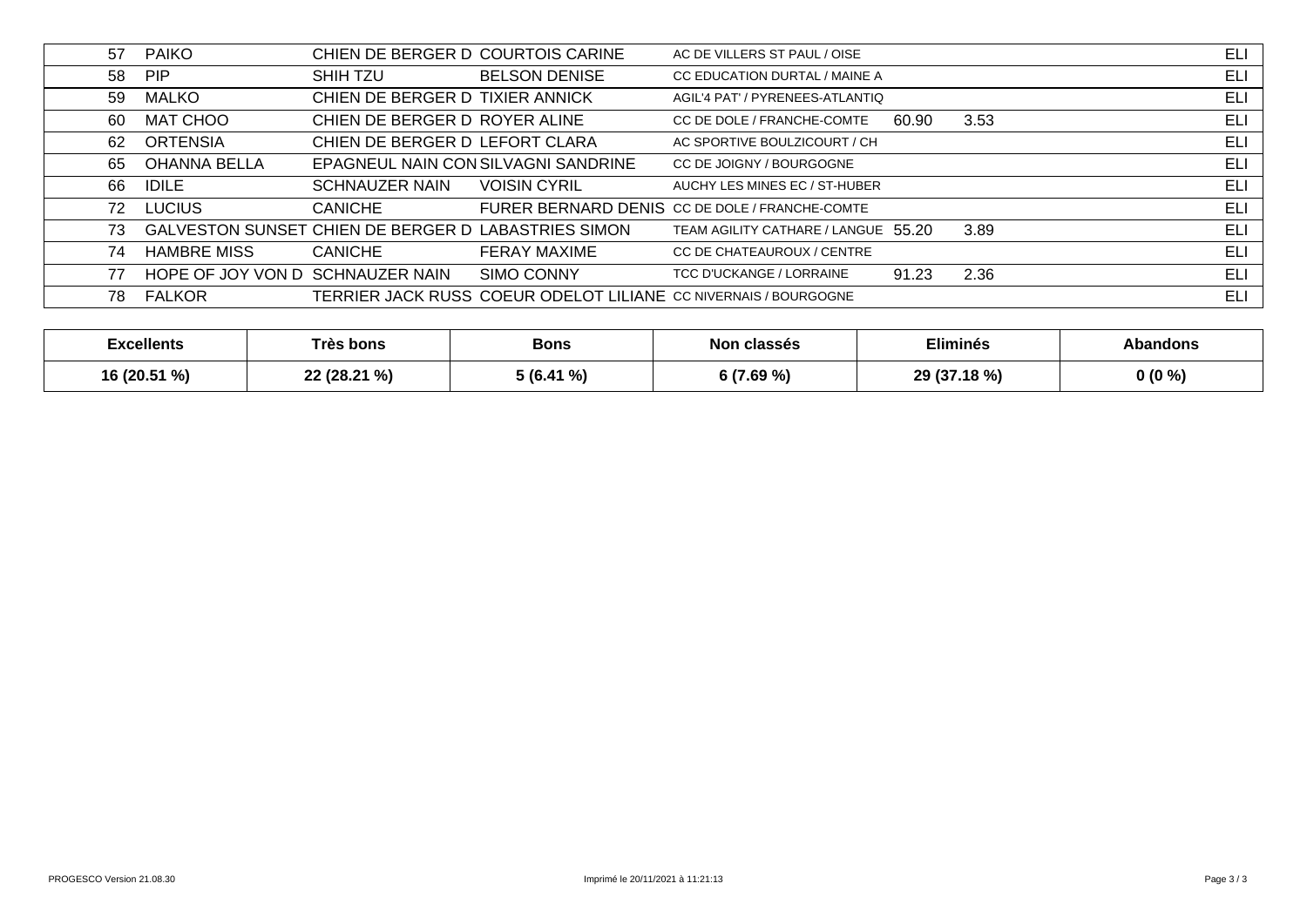| | | | | | | | |
|---|---|---|---|---|---|---|---|
| 57 | PAIKO | CHIEN DE BERGER D | COURTOIS CARINE | AC DE VILLERS ST PAUL / OISE | | | ELI |
| 58 | PIP | SHIH TZU | BELSON DENISE | CC EDUCATION DURTAL / MAINE A | | | ELI |
| 59 | MALKO | CHIEN DE BERGER D | TIXIER ANNICK | AGIL'4 PAT' / PYRENEES-ATLANTIQ | | | ELI |
| 60 | MAT CHOO | CHIEN DE BERGER D | ROYER ALINE | CC DE DOLE / FRANCHE-COMTE | 60.90 | 3.53 | ELI |
| 62 | ORTENSIA | CHIEN DE BERGER D | LEFORT CLARA | AC SPORTIVE BOULZICOURT / CH | | | ELI |
| 65 | OHANNA BELLA | EPAGNEUL NAIN CON | SILVAGNI SANDRINE | CC DE JOIGNY / BOURGOGNE | | | ELI |
| 66 | IDILE | SCHNAUZER NAIN | VOISIN CYRIL | AUCHY LES MINES EC / ST-HUBER | | | ELI |
| 72 | LUCIUS | CANICHE | FURER BERNARD DENIS | CC DE DOLE / FRANCHE-COMTE | | | ELI |
| 73 | GALVESTON SUNSET | CHIEN DE BERGER D | LABASTRIES SIMON | TEAM AGILITY CATHARE / LANGUE | 55.20 | 3.89 | ELI |
| 74 | HAMBRE MISS | CANICHE | FERAY MAXIME | CC DE CHATEAUROUX / CENTRE | | | ELI |
| 77 | HOPE OF JOY VON D | SCHNAUZER NAIN | SIMO CONNY | TCC D'UCKANGE / LORRAINE | 91.23 | 2.36 | ELI |
| 78 | FALKOR | TERRIER JACK RUSS | COEUR ODELOT LILIANE | CC NIVERNAIS / BOURGOGNE | | | ELI |

| Excellents | Très bons | Bons | Non classés | Eliminés | Abandons |
|---|---|---|---|---|---|
| 16 (20.51 %) | 22 (28.21 %) | 5 (6.41 %) | 6 (7.69 %) | 29 (37.18 %) | 0 (0 %) |

PROGESCO Version 21.08.30 Imprimé le 20/11/2021 à 11:21:13